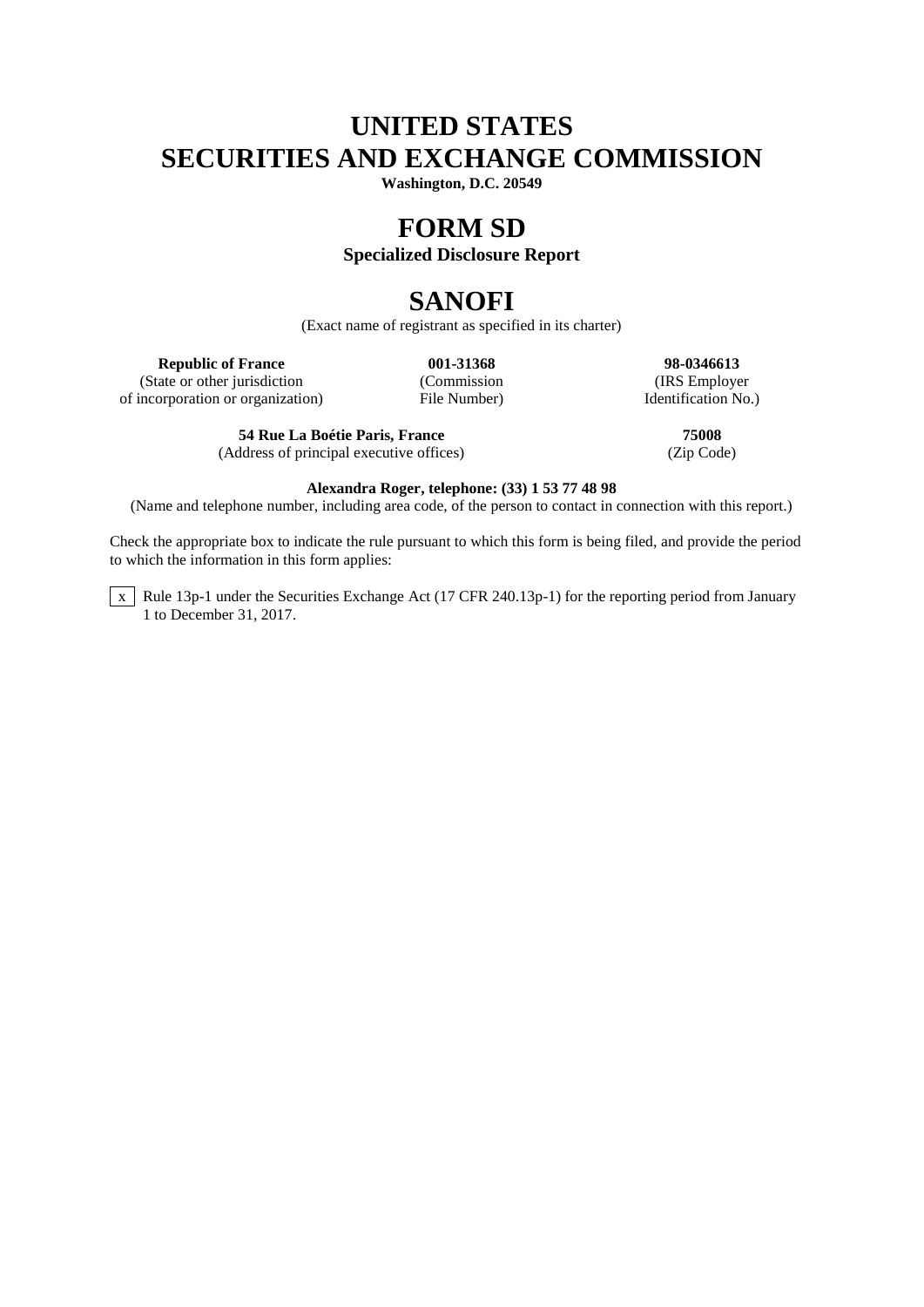# UNITED STATES
# SECURITIES AND EXCHANGE COMMISSION

**Washington, D.C. 20549**

# FORM SD

**Specialized Disclosure Report**

# SANOFI

(Exact name of registrant as specified in its charter)

| **Republic of France** | **001-31368** | **98-0346613** |
|---|---|---|
| (State or other jurisdiction of incorporation or organization) | (Commission File Number) | (IRS Employer Identification No.) |

| **54 Rue La Boétie Paris, France** | **75008** |
|---|---|
| (Address of principal executive offices) | (Zip Code) |

**Alexandra Roger, telephone: (33) 1 53 77 48 98**

(Name and telephone number, including area code, of the person to contact in connection with this report.)

Check the appropriate box to indicate the rule pursuant to which this form is being filed, and provide the period to which the information in this form applies:

x Rule 13p-1 under the Securities Exchange Act (17 CFR 240.13p-1) for the reporting period from January 1 to December 31, 2017.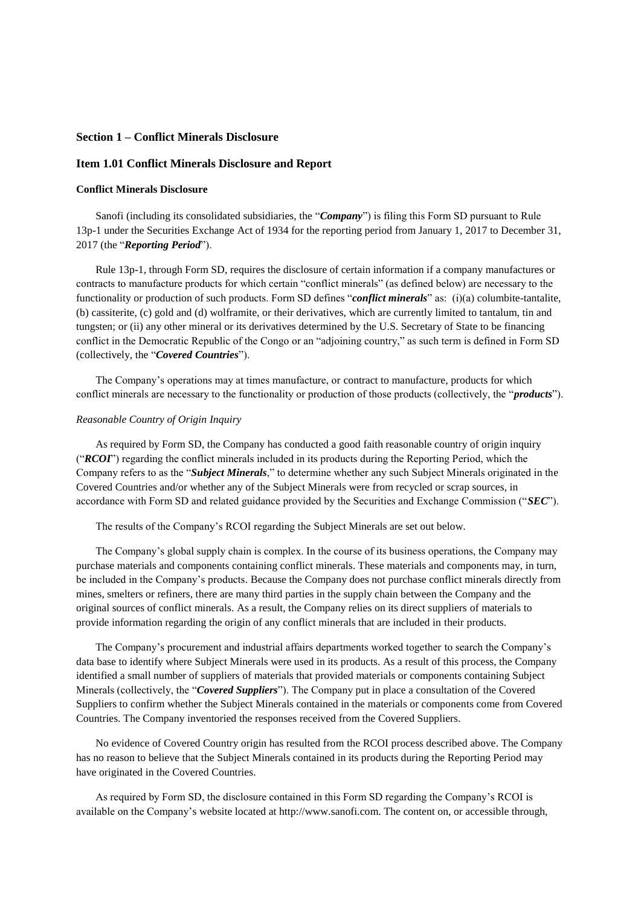## Section 1 – Conflict Minerals Disclosure

## Item 1.01 Conflict Minerals Disclosure and Report

### Conflict Minerals Disclosure

Sanofi (including its consolidated subsidiaries, the "***Company***") is filing this Form SD pursuant to Rule 13p-1 under the Securities Exchange Act of 1934 for the reporting period from January 1, 2017 to December 31, 2017 (the "***Reporting Period***").

Rule 13p-1, through Form SD, requires the disclosure of certain information if a company manufactures or contracts to manufacture products for which certain "conflict minerals" (as defined below) are necessary to the functionality or production of such products. Form SD defines "***conflict minerals***" as: (i)(a) columbite-tantalite, (b) cassiterite, (c) gold and (d) wolframite, or their derivatives, which are currently limited to tantalum, tin and tungsten; or (ii) any other mineral or its derivatives determined by the U.S. Secretary of State to be financing conflict in the Democratic Republic of the Congo or an "adjoining country," as such term is defined in Form SD (collectively, the "***Covered Countries***").

The Company's operations may at times manufacture, or contract to manufacture, products for which conflict minerals are necessary to the functionality or production of those products (collectively, the "***products***").

*Reasonable Country of Origin Inquiry*

As required by Form SD, the Company has conducted a good faith reasonable country of origin inquiry ("***RCOI***") regarding the conflict minerals included in its products during the Reporting Period, which the Company refers to as the "***Subject Minerals***," to determine whether any such Subject Minerals originated in the Covered Countries and/or whether any of the Subject Minerals were from recycled or scrap sources, in accordance with Form SD and related guidance provided by the Securities and Exchange Commission ("***SEC***").

The results of the Company's RCOI regarding the Subject Minerals are set out below.

The Company's global supply chain is complex. In the course of its business operations, the Company may purchase materials and components containing conflict minerals. These materials and components may, in turn, be included in the Company's products. Because the Company does not purchase conflict minerals directly from mines, smelters or refiners, there are many third parties in the supply chain between the Company and the original sources of conflict minerals. As a result, the Company relies on its direct suppliers of materials to provide information regarding the origin of any conflict minerals that are included in their products.

The Company's procurement and industrial affairs departments worked together to search the Company's data base to identify where Subject Minerals were used in its products. As a result of this process, the Company identified a small number of suppliers of materials that provided materials or components containing Subject Minerals (collectively, the "***Covered Suppliers***"). The Company put in place a consultation of the Covered Suppliers to confirm whether the Subject Minerals contained in the materials or components come from Covered Countries. The Company inventoried the responses received from the Covered Suppliers.

No evidence of Covered Country origin has resulted from the RCOI process described above. The Company has no reason to believe that the Subject Minerals contained in its products during the Reporting Period may have originated in the Covered Countries.

As required by Form SD, the disclosure contained in this Form SD regarding the Company's RCOI is available on the Company's website located at http://www.sanofi.com. The content on, or accessible through,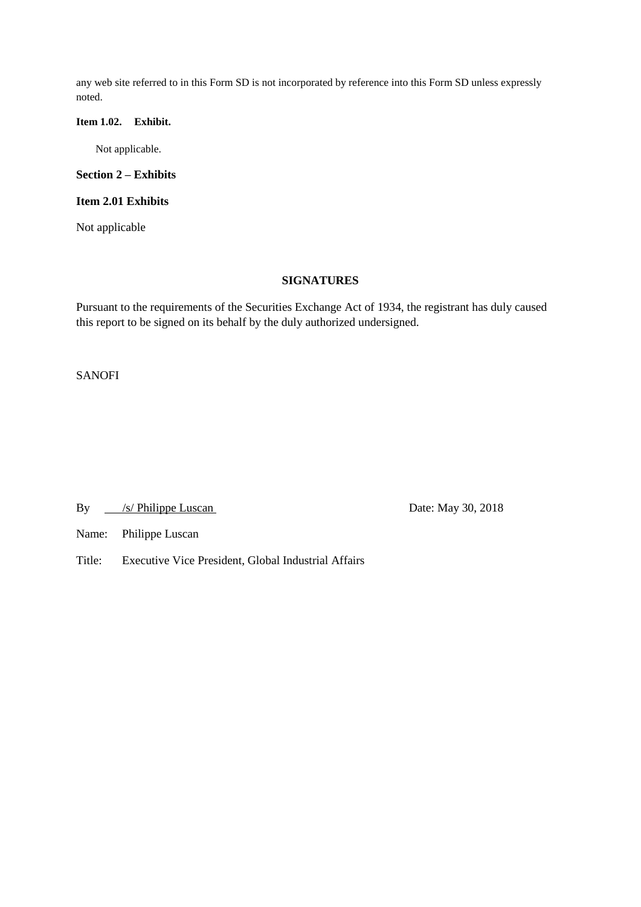any web site referred to in this Form SD is not incorporated by reference into this Form SD unless expressly noted.

**Item 1.02. Exhibit.**

Not applicable.

**Section 2 – Exhibits**

**Item 2.01 Exhibits**

Not applicable

**SIGNATURES**

Pursuant to the requirements of the Securities Exchange Act of 1934, the registrant has duly caused this report to be signed on its behalf by the duly authorized undersigned.

SANOFI

By /s/ Philippe Luscan Date: May 30, 2018

Name: Philippe Luscan

Title: Executive Vice President, Global Industrial Affairs